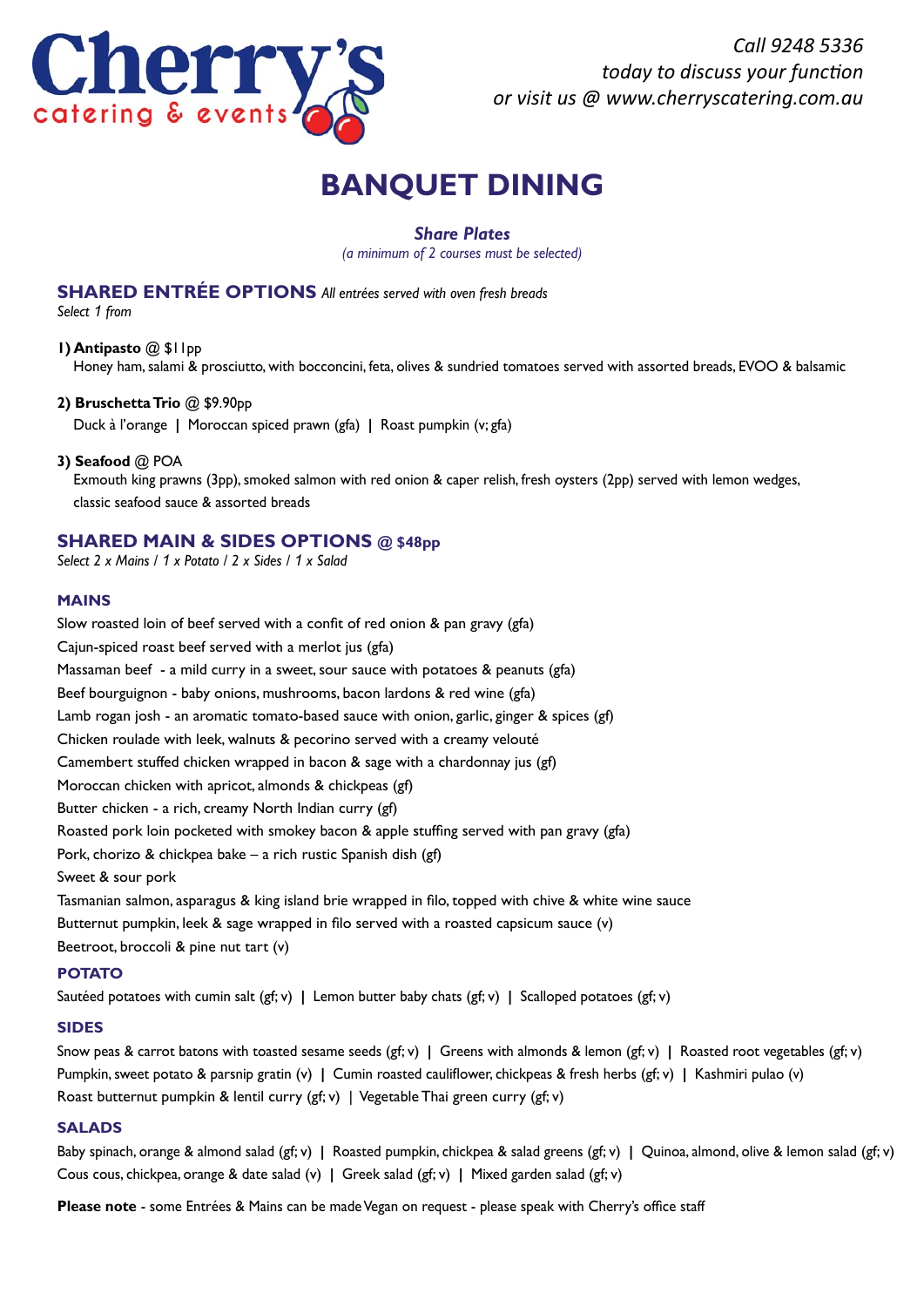Cherry's catering & events

*Call 9248 5336 today to discuss your function or visit us @ www.cherryscatering.com.au*

# BANQUET DINING

### *Share Plates*

*(a minimum of 2 courses must be selected)*

## SHARED ENTRÉE OPTIONS *All entrées served with oven fresh breads*

*Select 1 from*

**1) Antipasto** @ $11pp
Honey ham, salami & prosciutto, with bocconcini, feta, olives & sundried tomatoes served with assorted breads, EVOO & balsamic

**2) Bruschetta Trio** @ $9.90pp
Duck à l'orange | Moroccan spiced prawn (gfa) | Roast pumpkin (v; gfa)

**3) Seafood** @ POA
Exmouth king prawns (3pp), smoked salmon with red onion & caper relish, fresh oysters (2pp) served with lemon wedges, classic seafood sauce & assorted breads

## SHARED MAIN & SIDES OPTIONS @ $48pp

*Select 2 x Mains / 1 x Potato / 2 x Sides / 1 x Salad*

### MAINS

Slow roasted loin of beef served with a confit of red onion & pan gravy (gfa)
Cajun-spiced roast beef served with a merlot jus (gfa)
Massaman beef - a mild curry in a sweet, sour sauce with potatoes & peanuts (gfa)
Beef bourguignon - baby onions, mushrooms, bacon lardons & red wine (gfa)
Lamb rogan josh - an aromatic tomato-based sauce with onion, garlic, ginger & spices (gf)
Chicken roulade with leek, walnuts & pecorino served with a creamy velouté
Camembert stuffed chicken wrapped in bacon & sage with a chardonnay jus (gf)
Moroccan chicken with apricot, almonds & chickpeas (gf)
Butter chicken - a rich, creamy North Indian curry (gf)
Roasted pork loin pocketed with smokey bacon & apple stuffing served with pan gravy (gfa)
Pork, chorizo & chickpea bake – a rich rustic Spanish dish (gf)
Sweet & sour pork
Tasmanian salmon, asparagus & king island brie wrapped in filo, topped with chive & white wine sauce
Butternut pumpkin, leek & sage wrapped in filo served with a roasted capsicum sauce (v)
Beetroot, broccoli & pine nut tart (v)

### POTATO

Sautéed potatoes with cumin salt (gf; v) | Lemon butter baby chats (gf; v) | Scalloped potatoes (gf; v)

### SIDES

Snow peas & carrot batons with toasted sesame seeds (gf; v) | Greens with almonds & lemon (gf; v) | Roasted root vegetables (gf; v)
Pumpkin, sweet potato & parsnip gratin (v) | Cumin roasted cauliflower, chickpeas & fresh herbs (gf; v) | Kashmiri pulao (v)
Roast butternut pumpkin & lentil curry (gf; v) | Vegetable Thai green curry (gf; v)

### SALADS

Baby spinach, orange & almond salad (gf; v) | Roasted pumpkin, chickpea & salad greens (gf; v) | Quinoa, almond, olive & lemon salad (gf; v)
Cous cous, chickpea, orange & date salad (v) | Greek salad (gf; v) | Mixed garden salad (gf; v)

**Please note** - some Entrées & Mains can be made Vegan on request - please speak with Cherry's office staff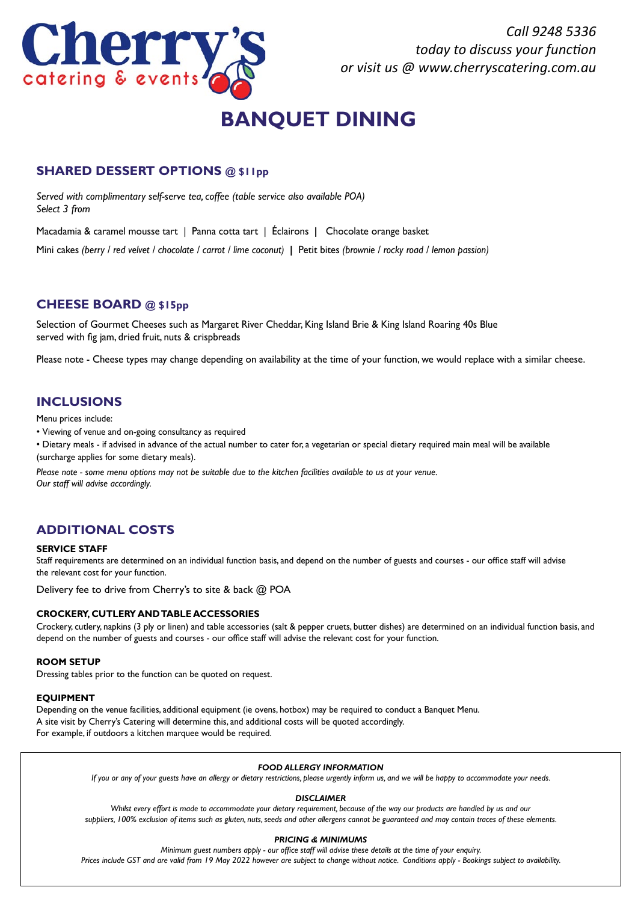Cherry's catering & events

*Call 9248 5336 today to discuss your function or visit us @ www.cherryscatering.com.au*

# BANQUET DINING

## SHARED DESSERT OPTIONS @ $11pp

*Served with complimentary self-serve tea, coffee (table service also available POA)*
*Select 3 from*

Macadamia & caramel mousse tart | Panna cotta tart | Éclairons | Chocolate orange basket

Mini cakes *(berry / red velvet / chocolate / carrot / lime coconut)* | Petit bites *(brownie / rocky road / lemon passion)*

## CHEESE BOARD @ $15pp

Selection of Gourmet Cheeses such as Margaret River Cheddar, King Island Brie & King Island Roaring 40s Blue served with fig jam, dried fruit, nuts & crispbreads

Please note - Cheese types may change depending on availability at the time of your function, we would replace with a similar cheese.

## INCLUSIONS

Menu prices include:

- Viewing of venue and on-going consultancy as required
- Dietary meals - if advised in advance of the actual number to cater for, a vegetarian or special dietary required main meal will be available (surcharge applies for some dietary meals).

*Please note - some menu options may not be suitable due to the kitchen facilities available to us at your venue. Our staff will advise accordingly.*

## ADDITIONAL COSTS

### SERVICE STAFF

Staff requirements are determined on an individual function basis, and depend on the number of guests and courses - our office staff will advise the relevant cost for your function.

Delivery fee to drive from Cherry's to site & back @ POA

### CROCKERY, CUTLERY AND TABLE ACCESSORIES

Crockery, cutlery, napkins (3 ply or linen) and table accessories (salt & pepper cruets, butter dishes) are determined on an individual function basis, and depend on the number of guests and courses - our office staff will advise the relevant cost for your function.

### ROOM SETUP

Dressing tables prior to the function can be quoted on request.

### EQUIPMENT

Depending on the venue facilities, additional equipment (ie ovens, hotbox) may be required to conduct a Banquet Menu.
A site visit by Cherry's Catering will determine this, and additional costs will be quoted accordingly.
For example, if outdoors a kitchen marquee would be required.

***FOOD ALLERGY INFORMATION***

*If you or any of your guests have an allergy or dietary restrictions, please urgently inform us, and we will be happy to accommodate your needs.*

***DISCLAIMER***

*Whilst every effort is made to accommodate your dietary requirement, because of the way our products are handled by us and our suppliers, 100% exclusion of items such as gluten, nuts, seeds and other allergens cannot be guaranteed and may contain traces of these elements.*

***PRICING & MINIMUMS***

*Minimum guest numbers apply - our office staff will advise these details at the time of your enquiry.*
*Prices include GST and are valid from 19 May 2022 however are subject to change without notice. Conditions apply - Bookings subject to availability.*